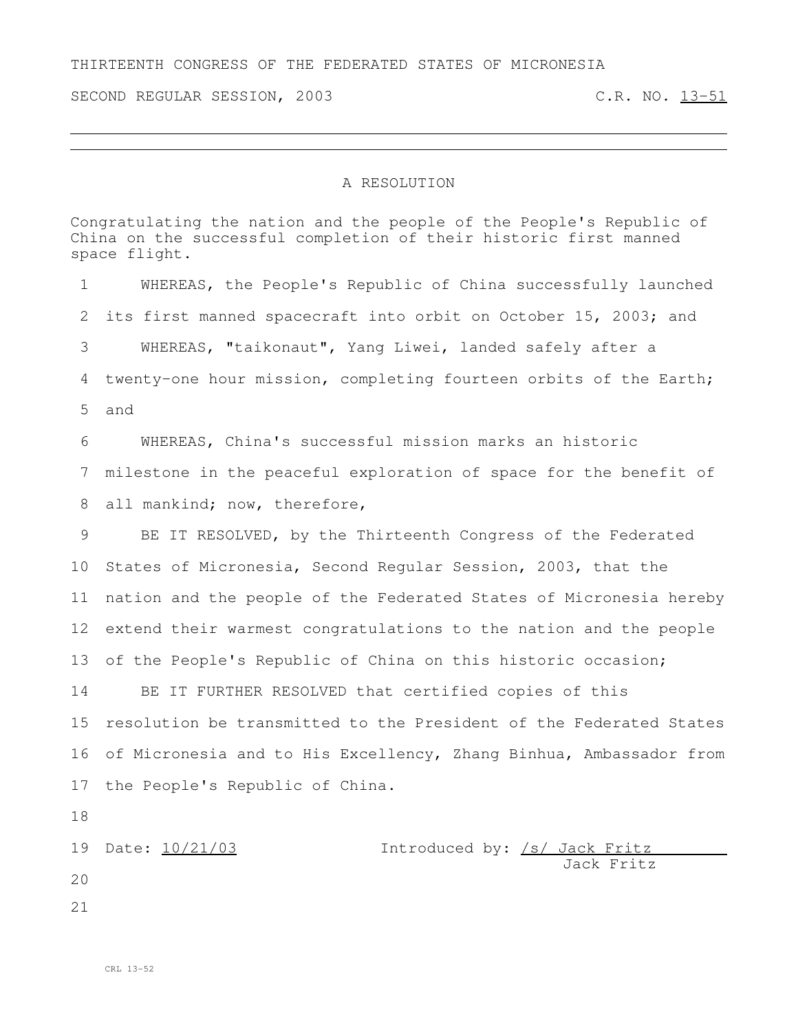THIRTEENTH CONGRESS OF THE FEDERATED STATES OF MICRONESIA

SECOND REGULAR SESSION, 2003 C.R. NO. 13-51

---

# A RESOLUTION

Congratulating the nation and the people of the People's Republic of China on the successful completion of their historic first manned space flight.

1 WHEREAS, the People's Republic of China successfully launched
2 its first manned spacecraft into orbit on October 15, 2003; and
3 WHEREAS, "taikonaut", Yang Liwei, landed safely after a
4 twenty-one hour mission, completing fourteen orbits of the Earth;
5 and
6 WHEREAS, China's successful mission marks an historic
7 milestone in the peaceful exploration of space for the benefit of
8 all mankind; now, therefore,
9 BE IT RESOLVED, by the Thirteenth Congress of the Federated
10 States of Micronesia, Second Regular Session, 2003, that the
11 nation and the people of the Federated States of Micronesia hereby
12 extend their warmest congratulations to the nation and the people
13 of the People's Republic of China on this historic occasion;
14 BE IT FURTHER RESOLVED that certified copies of this
15 resolution be transmitted to the President of the Federated States
16 of Micronesia and to His Excellency, Zhang Binhua, Ambassador from
17 the People's Republic of China.
18
19 Date: 10/21/03 Introduced by: /s/ Jack Fritz
Jack Fritz
20
21

CRL 13-52